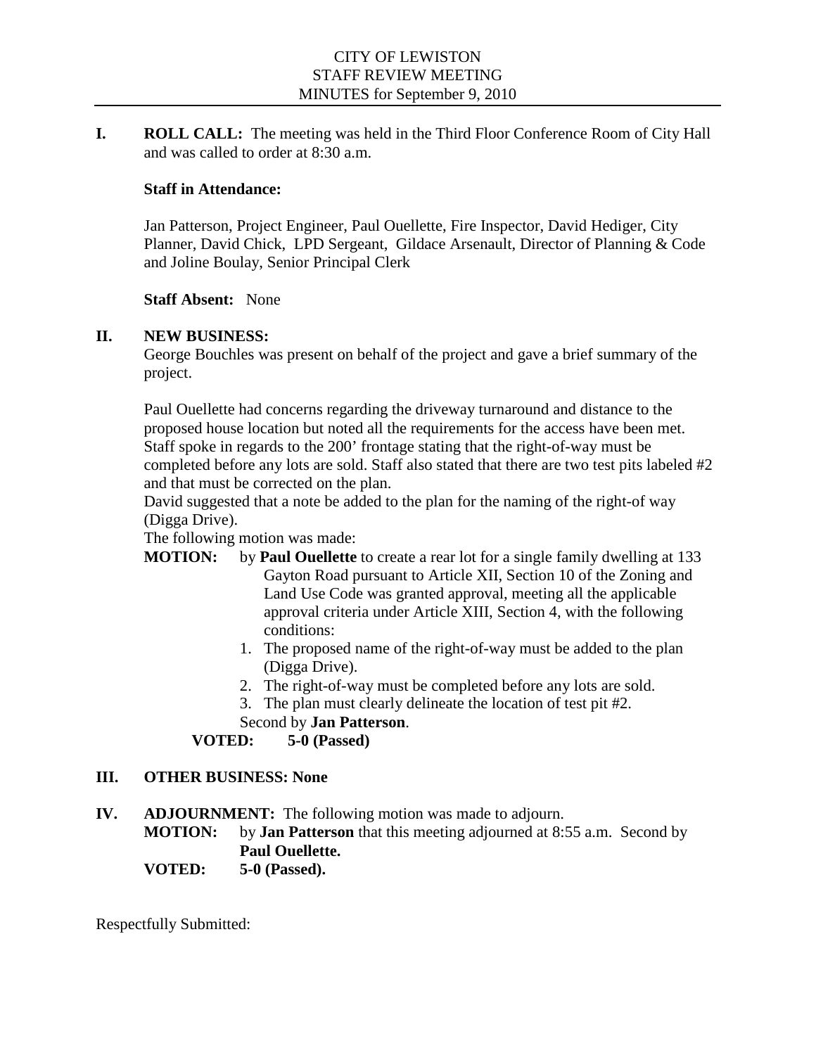CITY OF LEWISTON
STAFF REVIEW MEETING
MINUTES for September 9, 2010

**I. ROLL CALL:** The meeting was held in the Third Floor Conference Room of City Hall and was called to order at 8:30 a.m.

**Staff in Attendance:**

Jan Patterson, Project Engineer, Paul Ouellette, Fire Inspector, David Hediger, City Planner, David Chick, LPD Sergeant, Gildace Arsenault, Director of Planning & Code and Joline Boulay, Senior Principal Clerk

**Staff Absent:** None

**II. NEW BUSINESS:**

George Bouchles was present on behalf of the project and gave a brief summary of the project.

Paul Ouellette had concerns regarding the driveway turnaround and distance to the proposed house location but noted all the requirements for the access have been met. Staff spoke in regards to the 200' frontage stating that the right-of-way must be completed before any lots are sold. Staff also stated that there are two test pits labeled #2 and that must be corrected on the plan.

David suggested that a note be added to the plan for the naming of the right-of way (Digga Drive).

The following motion was made:

**MOTION:** by **Paul Ouellette** to create a rear lot for a single family dwelling at 133 Gayton Road pursuant to Article XII, Section 10 of the Zoning and Land Use Code was granted approval, meeting all the applicable approval criteria under Article XIII, Section 4, with the following conditions:

1. The proposed name of the right-of-way must be added to the plan (Digga Drive).
2. The right-of-way must be completed before any lots are sold.
3. The plan must clearly delineate the location of test pit #2.

Second by **Jan Patterson**.

**VOTED: 5-0 (Passed)**

**III. OTHER BUSINESS: None**

**IV. ADJOURNMENT:** The following motion was made to adjourn.

**MOTION:** by **Jan Patterson** that this meeting adjourned at 8:55 a.m. Second by **Paul Ouellette.**

**VOTED: 5-0 (Passed).**

Respectfully Submitted: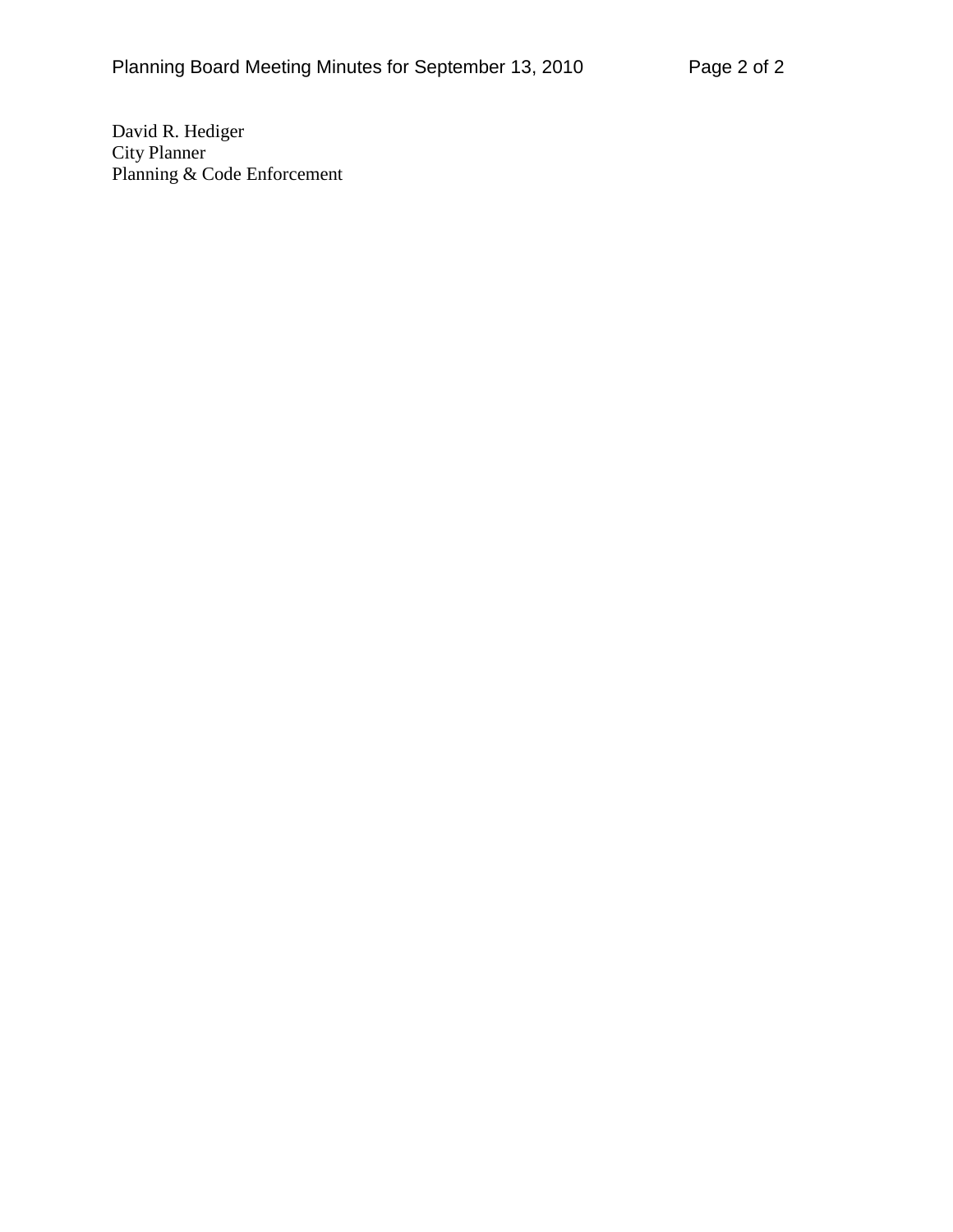David R. Hediger
City Planner
Planning & Code Enforcement